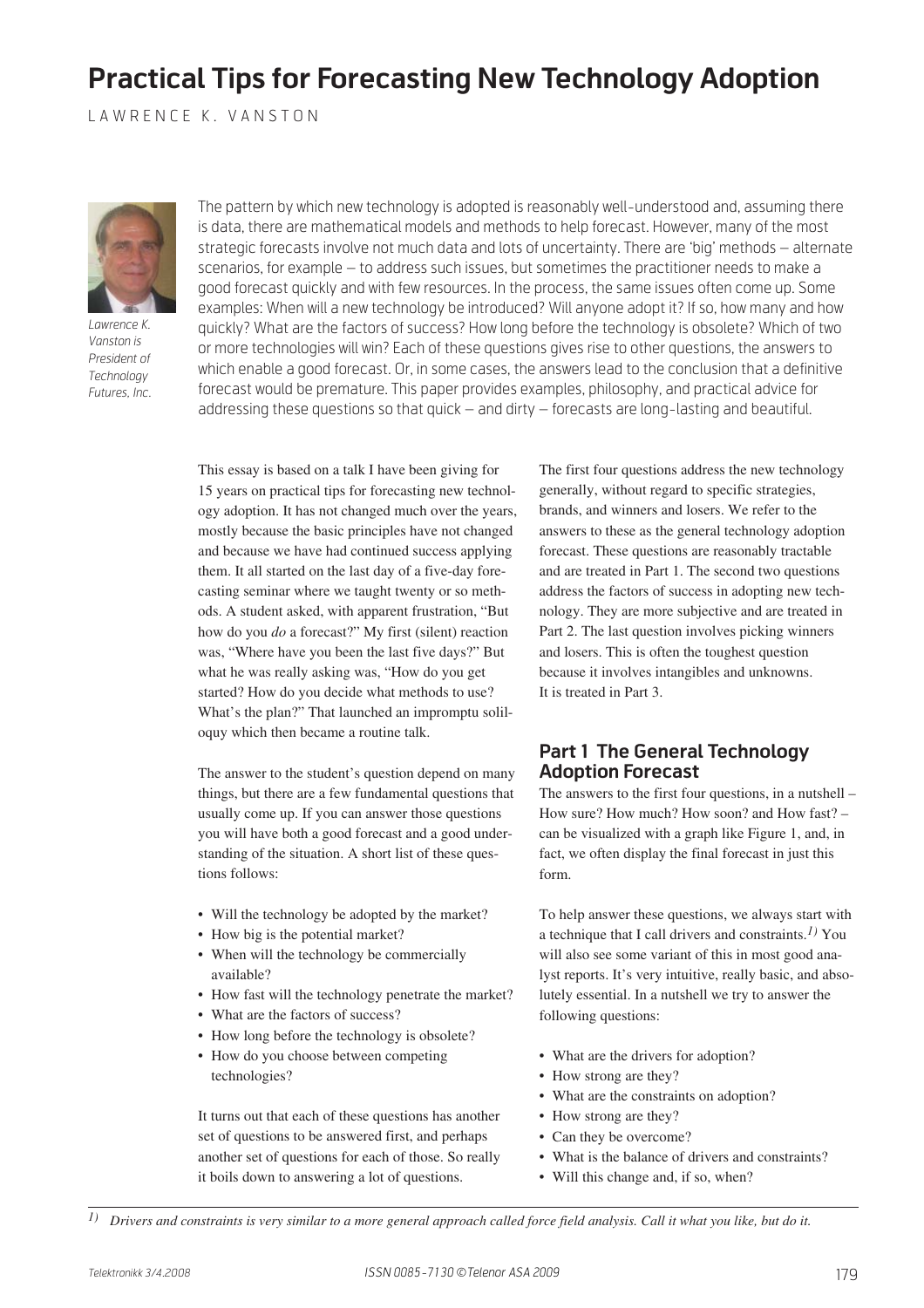# Practical Tips for Forecasting New Technology Adoption

LAWRENCE K. VANSTON

*Lawrence K. Vanston is President of Technology Futures, Inc.*

The pattern by which new technology is adopted is reasonably well-understood and, assuming there is data, there are mathematical models and methods to help forecast. However, many of the most strategic forecasts involve not much data and lots of uncertainty. There are 'big' methods – alternate scenarios, for example – to address such issues, but sometimes the practitioner needs to make a good forecast quickly and with few resources. In the process, the same issues often come up. Some examples: When will a new technology be introduced? Will anyone adopt it? If so, how many and how quickly? What are the factors of success? How long before the technology is obsolete? Which of two or more technologies will win? Each of these questions gives rise to other questions, the answers to which enable a good forecast. Or, in some cases, the answers lead to the conclusion that a definitive forecast would be premature. This paper provides examples, philosophy, and practical advice for addressing these questions so that quick – and dirty – forecasts are long-lasting and beautiful.

This essay is based on a talk I have been giving for 15 years on practical tips for forecasting new technology adoption. It has not changed much over the years, mostly because the basic principles have not changed and because we have had continued success applying them. It all started on the last day of a five-day forecasting seminar where we taught twenty or so methods. A student asked, with apparent frustration, "But how do you *do* a forecast?" My first (silent) reaction was, "Where have you been the last five days?" But what he was really asking was, "How do you get started? How do you decide what methods to use? What's the plan?" That launched an impromptu soliloquy which then became a routine talk.

The answer to the student's question depend on many things, but there are a few fundamental questions that usually come up. If you can answer those questions you will have both a good forecast and a good understanding of the situation. A short list of these questions follows:

- Will the technology be adopted by the market?
- How big is the potential market?
- When will the technology be commercially available?
- How fast will the technology penetrate the market?
- What are the factors of success?
- How long before the technology is obsolete?
- How do you choose between competing technologies?

It turns out that each of these questions has another set of questions to be answered first, and perhaps another set of questions for each of those. So really it boils down to answering a lot of questions.

The first four questions address the new technology generally, without regard to specific strategies, brands, and winners and losers. We refer to the answers to these as the general technology adoption forecast. These questions are reasonably tractable and are treated in Part 1. The second two questions address the factors of success in adopting new technology. They are more subjective and are treated in Part 2. The last question involves picking winners and losers. This is often the toughest question because it involves intangibles and unknowns. It is treated in Part 3.

## Part 1 The General Technology Adoption Forecast

The answers to the first four questions, in a nutshell – How sure? How much? How soon? and How fast? – can be visualized with a graph like Figure 1, and, in fact, we often display the final forecast in just this form.

To help answer these questions, we always start with a technique that I call drivers and constraints.[1] You will also see some variant of this in most good analyst reports. It's very intuitive, really basic, and absolutely essential. In a nutshell we try to answer the following questions:

- What are the drivers for adoption?
- How strong are they?
- What are the constraints on adoption?
- How strong are they?
- Can they be overcome?
- What is the balance of drivers and constraints?
- Will this change and, if so, when?

[1] *Drivers and constraints is very similar to a more general approach called force field analysis. Call it what you like, but do it.*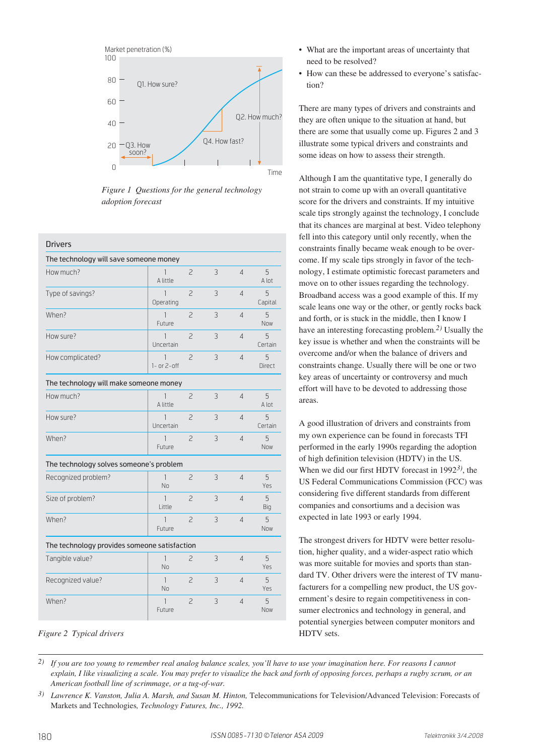Market penetration (%)

Q1. How sure?

Q2. How much?

Q3. How soon?

Q4. How fast?

Time

*Figure 1 Questions for the general technology adoption forecast*

| Drivers | | | | | |
|---|---|---|---|---|---|
| **The technology will save someone money** | | | | | |
| How much? | 1 A little | 2 | 3 | 4 | 5 A lot |
| Type of savings? | 1 Operating | 2 | 3 | 4 | 5 Capital |
| When? | 1 Future | 2 | 3 | 4 | 5 Now |
| How sure? | 1 Uncertain | 2 | 3 | 4 | 5 Certain |
| How complicated? | 1 1- or 2-off | 2 | 3 | 4 | 5 Direct |
| **The technology will make someone money** | | | | | |
| How much? | 1 A little | 2 | 3 | 4 | 5 A lot |
| How sure? | 1 Uncertain | 2 | 3 | 4 | 5 Certain |
| When? | 1 Future | 2 | 3 | 4 | 5 Now |
| **The technology solves someone's problem** | | | | | |
| Recognized problem? | 1 No | 2 | 3 | 4 | 5 Yes |
| Size of problem? | 1 Little | 2 | 3 | 4 | 5 Big |
| When? | 1 Future | 2 | 3 | 4 | 5 Now |
| **The technology provides someone satisfaction** | | | | | |
| Tangible value? | 1 No | 2 | 3 | 4 | 5 Yes |
| Recognized value? | 1 No | 2 | 3 | 4 | 5 Yes |
| When? | 1 Future | 2 | 3 | 4 | 5 Now |

*Figure 2 Typical drivers*

- What are the important areas of uncertainty that need to be resolved?
- How can these be addressed to everyone's satisfaction?

There are many types of drivers and constraints and they are often unique to the situation at hand, but there are some that usually come up. Figures 2 and 3 illustrate some typical drivers and constraints and some ideas on how to assess their strength.

Although I am the quantitative type, I generally do not strain to come up with an overall quantitative score for the drivers and constraints. If my intuitive scale tips strongly against the technology, I conclude that its chances are marginal at best. Video telephony fell into this category until only recently, when the constraints finally became weak enough to be overcome. If my scale tips strongly in favor of the technology, I estimate optimistic forecast parameters and move on to other issues regarding the technology. Broadband access was a good example of this. If my scale leans one way or the other, or gently rocks back and forth, or is stuck in the middle, then I know I have an interesting forecasting problem.[2)] Usually the key issue is whether and when the constraints will be overcome and/or when the balance of drivers and constraints change. Usually there will be one or two key areas of uncertainty or controversy and much effort will have to be devoted to addressing those areas.

A good illustration of drivers and constraints from my own experience can be found in forecasts TFI performed in the early 1990s regarding the adoption of high definition television (HDTV) in the US. When we did our first HDTV forecast in 1992[3)], the US Federal Communications Commission (FCC) was considering five different standards from different companies and consortiums and a decision was expected in late 1993 or early 1994.

The strongest drivers for HDTV were better resolution, higher quality, and a wider-aspect ratio which was more suitable for movies and sports than standard TV. Other drivers were the interest of TV manufacturers for a compelling new product, the US government's desire to regain competitiveness in consumer electronics and technology in general, and potential synergies between computer monitors and HDTV sets.

---

[2)] *If you are too young to remember real analog balance scales, you'll have to use your imagination here. For reasons I cannot explain, I like visualizing a scale. You may prefer to visualize the back and forth of opposing forces, perhaps a rugby scrum, or an American football line of scrimmage, or a tug-of-war.*

[3)] *Lawrence K. Vanston, Julia A. Marsh, and Susan M. Hinton,* Telecommunications for Television/Advanced Television: Forecasts of Markets and Technologies*, Technology Futures, Inc., 1992.*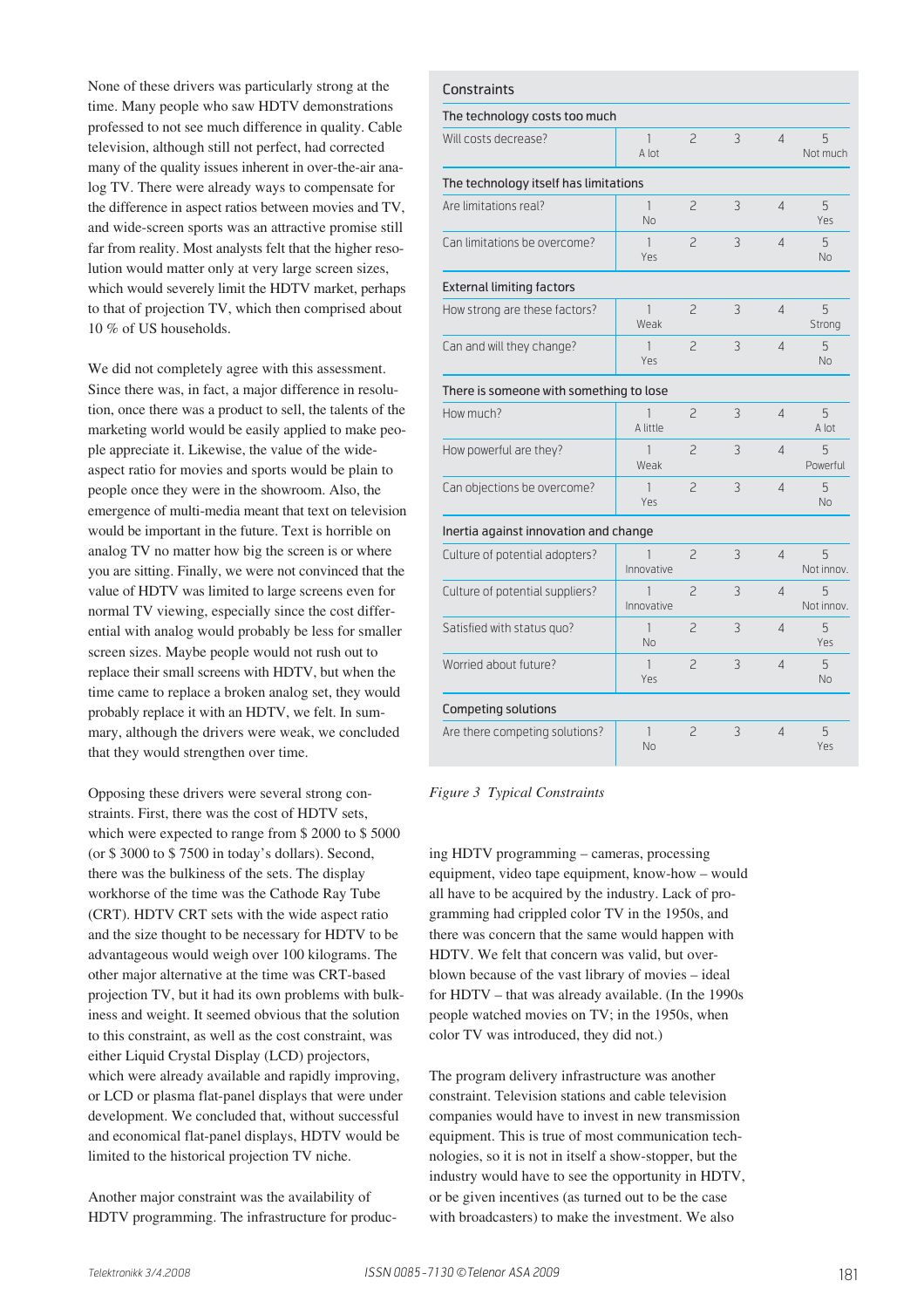None of these drivers was particularly strong at the time. Many people who saw HDTV demonstrations professed to not see much difference in quality. Cable television, although still not perfect, had corrected many of the quality issues inherent in over-the-air analog TV. There were already ways to compensate for the difference in aspect ratios between movies and TV, and wide-screen sports was an attractive promise still far from reality. Most analysts felt that the higher resolution would matter only at very large screen sizes, which would severely limit the HDTV market, perhaps to that of projection TV, which then comprised about 10 % of US households.

We did not completely agree with this assessment. Since there was, in fact, a major difference in resolution, once there was a product to sell, the talents of the marketing world would be easily applied to make people appreciate it. Likewise, the value of the wide-aspect ratio for movies and sports would be plain to people once they were in the showroom. Also, the emergence of multi-media meant that text on television would be important in the future. Text is horrible on analog TV no matter how big the screen is or where you are sitting. Finally, we were not convinced that the value of HDTV was limited to large screens even for normal TV viewing, especially since the cost differential with analog would probably be less for smaller screen sizes. Maybe people would not rush out to replace their small screens with HDTV, but when the time came to replace a broken analog set, they would probably replace it with an HDTV, we felt. In summary, although the drivers were weak, we concluded that they would strengthen over time.

Opposing these drivers were several strong constraints. First, there was the cost of HDTV sets, which were expected to range from $ 2000 to $ 5000 (or $ 3000 to $ 7500 in today's dollars). Second, there was the bulkiness of the sets. The display workhorse of the time was the Cathode Ray Tube (CRT). HDTV CRT sets with the wide aspect ratio and the size thought to be necessary for HDTV to be advantageous would weigh over 100 kilograms. The other major alternative at the time was CRT-based projection TV, but it had its own problems with bulkiness and weight. It seemed obvious that the solution to this constraint, as well as the cost constraint, was either Liquid Crystal Display (LCD) projectors, which were already available and rapidly improving, or LCD or plasma flat-panel displays that were under development. We concluded that, without successful and economical flat-panel displays, HDTV would be limited to the historical projection TV niche.

Another major constraint was the availability of HDTV programming. The infrastructure for producing HDTV programming – cameras, processing equipment, video tape equipment, know-how – would all have to be acquired by the industry. Lack of programming had crippled color TV in the 1950s, and there was concern that the same would happen with HDTV. We felt that concern was valid, but overblown because of the vast library of movies – ideal for HDTV – that was already available. (In the 1990s people watched movies on TV; in the 1950s, when color TV was introduced, they did not.)

The program delivery infrastructure was another constraint. Television stations and cable television companies would have to invest in new transmission equipment. This is true of most communication technologies, so it is not in itself a show-stopper, but the industry would have to see the opportunity in HDTV, or be given incentives (as turned out to be the case with broadcasters) to make the investment. We also

| Constraints | 1 | 2 | 3 | 4 | 5 |
|---|---|---|---|---|---|
| **The technology costs too much** | | | | | |
| Will costs decrease? | 1 A lot | 2 | 3 | 4 | 5 Not much |
| **The technology itself has limitations** | | | | | |
| Are limitations real? | 1 No | 2 | 3 | 4 | 5 Yes |
| Can limitations be overcome? | 1 Yes | 2 | 3 | 4 | 5 No |
| **External limiting factors** | | | | | |
| How strong are these factors? | 1 Weak | 2 | 3 | 4 | 5 Strong |
| Can and will they change? | 1 Yes | 2 | 3 | 4 | 5 No |
| **There is someone with something to lose** | | | | | |
| How much? | 1 A little | 2 | 3 | 4 | 5 A lot |
| How powerful are they? | 1 Weak | 2 | 3 | 4 | 5 Powerful |
| Can objections be overcome? | 1 Yes | 2 | 3 | 4 | 5 No |
| **Inertia against innovation and change** | | | | | |
| Culture of potential adopters? | 1 Innovative | 2 | 3 | 4 | 5 Not innov. |
| Culture of potential suppliers? | 1 Innovative | 2 | 3 | 4 | 5 Not innov. |
| Satisfied with status quo? | 1 No | 2 | 3 | 4 | 5 Yes |
| Worried about future? | 1 Yes | 2 | 3 | 4 | 5 No |
| **Competing solutions** | | | | | |
| Are there competing solutions? | 1 No | 2 | 3 | 4 | 5 Yes |

*Figure 3 Typical Constraints*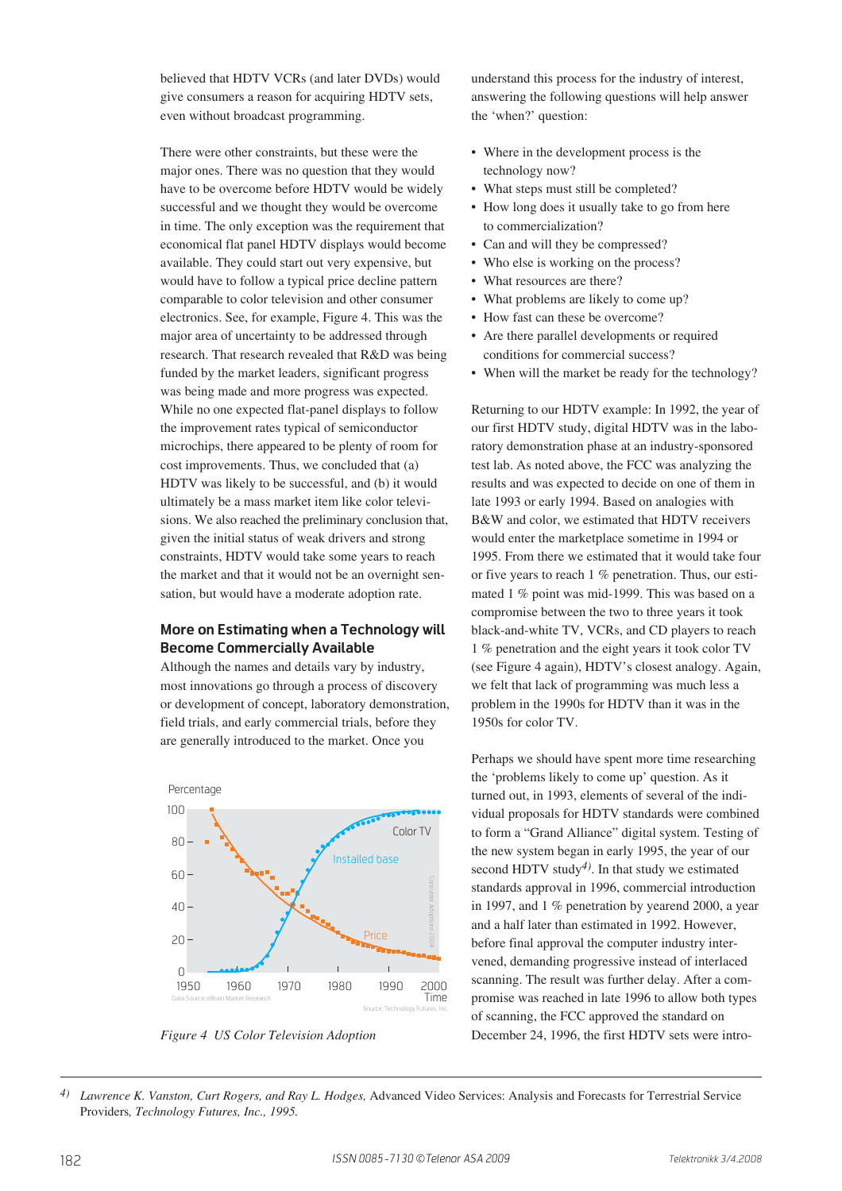believed that HDTV VCRs (and later DVDs) would give consumers a reason for acquiring HDTV sets, even without broadcast programming.

There were other constraints, but these were the major ones. There was no question that they would have to be overcome before HDTV would be widely successful and we thought they would be overcome in time. The only exception was the requirement that economical flat panel HDTV displays would become available. They could start out very expensive, but would have to follow a typical price decline pattern comparable to color television and other consumer electronics. See, for example, Figure 4. This was the major area of uncertainty to be addressed through research. That research revealed that R&D was being funded by the market leaders, significant progress was being made and more progress was expected. While no one expected flat-panel displays to follow the improvement rates typical of semiconductor microchips, there appeared to be plenty of room for cost improvements. Thus, we concluded that (a) HDTV was likely to be successful, and (b) it would ultimately be a mass market item like color televisions. We also reached the preliminary conclusion that, given the initial status of weak drivers and strong constraints, HDTV would take some years to reach the market and that it would not be an overnight sensation, but would have a moderate adoption rate.

## More on Estimating when a Technology will Become Commercially Available

Although the names and details vary by industry, most innovations go through a process of discovery or development of concept, laboratory demonstration, field trials, and early commercial trials, before they are generally introduced to the market. Once you understand this process for the industry of interest, answering the following questions will help answer the 'when?' question:

- Where in the development process is the technology now?
- What steps must still be completed?
- How long does it usually take to go from here to commercialization?
- Can and will they be compressed?
- Who else is working on the process?
- What resources are there?
- What problems are likely to come up?
- How fast can these be overcome?
- Are there parallel developments or required conditions for commercial success?
- When will the market be ready for the technology?

*Figure 4 US Color Television Adoption*

Returning to our HDTV example: In 1992, the year of our first HDTV study, digital HDTV was in the laboratory demonstration phase at an industry-sponsored test lab. As noted above, the FCC was analyzing the results and was expected to decide on one of them in late 1993 or early 1994. Based on analogies with B&W and color, we estimated that HDTV receivers would enter the marketplace sometime in 1994 or 1995. From there we estimated that it would take four or five years to reach 1 % penetration. Thus, our estimated 1 % point was mid-1999. This was based on a compromise between the two to three years it took black-and-white TV, VCRs, and CD players to reach 1 % penetration and the eight years it took color TV (see Figure 4 again), HDTV's closest analogy. Again, we felt that lack of programming was much less a problem in the 1990s for HDTV than it was in the 1950s for color TV.

Perhaps we should have spent more time researching the 'problems likely to come up' question. As it turned out, in 1993, elements of several of the individual proposals for HDTV standards were combined to form a "Grand Alliance" digital system. Testing of the new system began in early 1995, the year of our second HDTV study[4]. In that study we estimated standards approval in 1996, commercial introduction in 1997, and 1 % penetration by yearend 2000, a year and a half later than estimated in 1992. However, before final approval the computer industry intervened, demanding progressive instead of interlaced scanning. The result was further delay. After a compromise was reached in late 1996 to allow both types of scanning, the FCC approved the standard on December 24, 1996, the first HDTV sets were intro-

[4] *Lawrence K. Vanston, Curt Rogers, and Ray L. Hodges,* Advanced Video Services: Analysis and Forecasts for Terrestrial Service Providers, *Technology Futures, Inc., 1995.*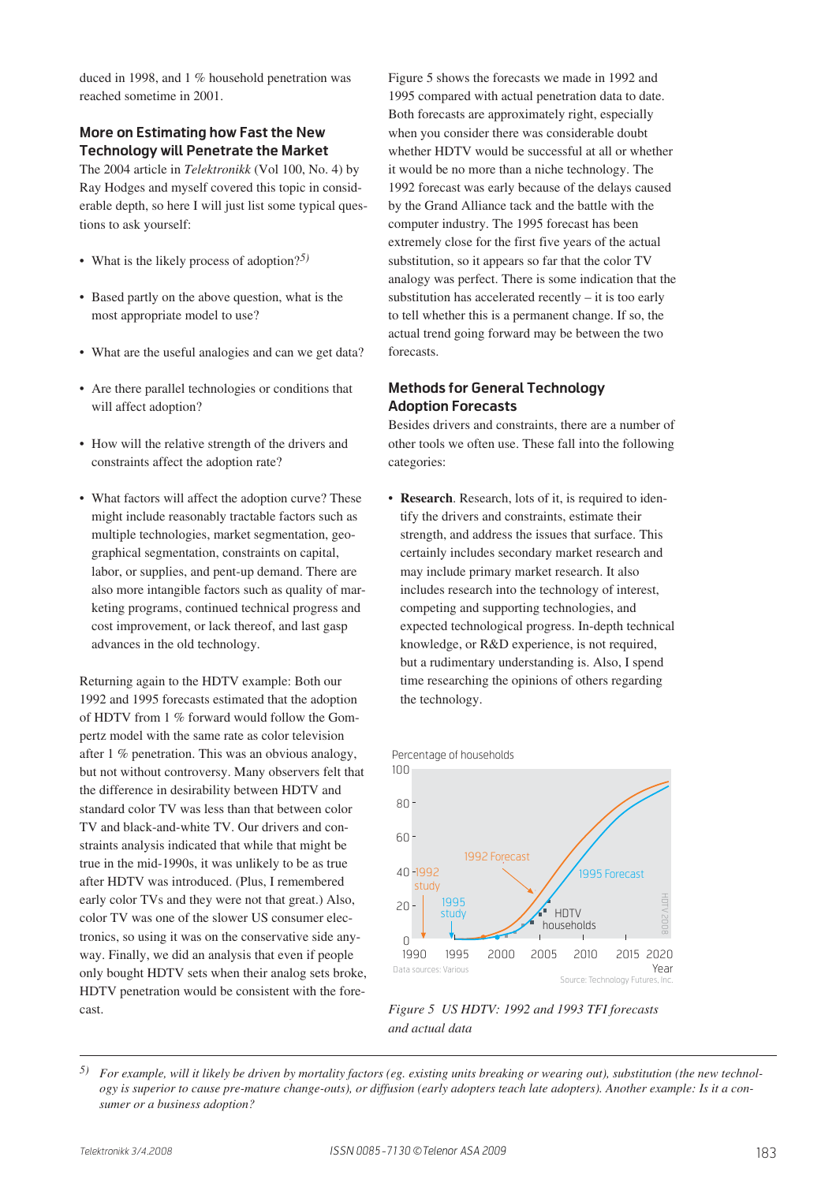duced in 1998, and 1 % household penetration was reached sometime in 2001.

### More on Estimating how Fast the New Technology will Penetrate the Market

The 2004 article in *Telektronikk* (Vol 100, No. 4) by Ray Hodges and myself covered this topic in considerable depth, so here I will just list some typical questions to ask yourself:

- What is the likely process of adoption?[5)]
- Based partly on the above question, what is the most appropriate model to use?
- What are the useful analogies and can we get data?
- Are there parallel technologies or conditions that will affect adoption?
- How will the relative strength of the drivers and constraints affect the adoption rate?
- What factors will affect the adoption curve? These might include reasonably tractable factors such as multiple technologies, market segmentation, geographical segmentation, constraints on capital, labor, or supplies, and pent-up demand. There are also more intangible factors such as quality of marketing programs, continued technical progress and cost improvement, or lack thereof, and last gasp advances in the old technology.

Returning again to the HDTV example: Both our 1992 and 1995 forecasts estimated that the adoption of HDTV from 1 % forward would follow the Gompertz model with the same rate as color television after 1 % penetration. This was an obvious analogy, but not without controversy. Many observers felt that the difference in desirability between HDTV and standard color TV was less than that between color TV and black-and-white TV. Our drivers and constraints analysis indicated that while that might be true in the mid-1990s, it was unlikely to be as true after HDTV was introduced. (Plus, I remembered early color TVs and they were not that great.) Also, color TV was one of the slower US consumer electronics, so using it was on the conservative side anyway. Finally, we did an analysis that even if people only bought HDTV sets when their analog sets broke, HDTV penetration would be consistent with the forecast.

Figure 5 shows the forecasts we made in 1992 and 1995 compared with actual penetration data to date. Both forecasts are approximately right, especially when you consider there was considerable doubt whether HDTV would be successful at all or whether it would be no more than a niche technology. The 1992 forecast was early because of the delays caused by the Grand Alliance tack and the battle with the computer industry. The 1995 forecast has been extremely close for the first five years of the actual substitution, so it appears so far that the color TV analogy was perfect. There is some indication that the substitution has accelerated recently – it is too early to tell whether this is a permanent change. If so, the actual trend going forward may be between the two forecasts.

### Methods for General Technology Adoption Forecasts

Besides drivers and constraints, there are a number of other tools we often use. These fall into the following categories:

- **Research**. Research, lots of it, is required to identify the drivers and constraints, estimate their strength, and address the issues that surface. This certainly includes secondary market research and may include primary market research. It also includes research into the technology of interest, competing and supporting technologies, and expected technological progress. In-depth technical knowledge, or R&D experience, is not required, but a rudimentary understanding is. Also, I spend time researching the opinions of others regarding the technology.

*Figure 5 US HDTV: 1992 and 1993 TFI forecasts and actual data*

---

5) *For example, will it likely be driven by mortality factors (eg. existing units breaking or wearing out), substitution (the new technology is superior to cause pre-mature change-outs), or diffusion (early adopters teach late adopters). Another example: Is it a consumer or a business adoption?*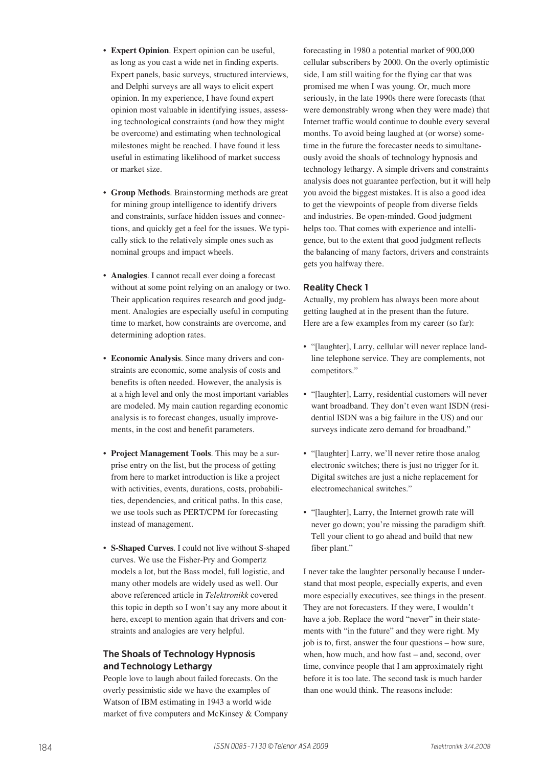- **Expert Opinion**. Expert opinion can be useful, as long as you cast a wide net in finding experts. Expert panels, basic surveys, structured interviews, and Delphi surveys are all ways to elicit expert opinion. In my experience, I have found expert opinion most valuable in identifying issues, assessing technological constraints (and how they might be overcome) and estimating when technological milestones might be reached. I have found it less useful in estimating likelihood of market success or market size.

- **Group Methods**. Brainstorming methods are great for mining group intelligence to identify drivers and constraints, surface hidden issues and connections, and quickly get a feel for the issues. We typically stick to the relatively simple ones such as nominal groups and impact wheels.

- **Analogies**. I cannot recall ever doing a forecast without at some point relying on an analogy or two. Their application requires research and good judgment. Analogies are especially useful in computing time to market, how constraints are overcome, and determining adoption rates.

- **Economic Analysis**. Since many drivers and constraints are economic, some analysis of costs and benefits is often needed. However, the analysis is at a high level and only the most important variables are modeled. My main caution regarding economic analysis is to forecast changes, usually improvements, in the cost and benefit parameters.

- **Project Management Tools**. This may be a surprise entry on the list, but the process of getting from here to market introduction is like a project with activities, events, durations, costs, probabilities, dependencies, and critical paths. In this case, we use tools such as PERT/CPM for forecasting instead of management.

- **S-Shaped Curves**. I could not live without S-shaped curves. We use the Fisher-Pry and Gompertz models a lot, but the Bass model, full logistic, and many other models are widely used as well. Our above referenced article in *Telektronikk* covered this topic in depth so I won't say any more about it here, except to mention again that drivers and constraints and analogies are very helpful.

## The Shoals of Technology Hypnosis and Technology Lethargy

People love to laugh about failed forecasts. On the overly pessimistic side we have the examples of Watson of IBM estimating in 1943 a world wide market of five computers and McKinsey & Company forecasting in 1980 a potential market of 900,000 cellular subscribers by 2000. On the overly optimistic side, I am still waiting for the flying car that was promised me when I was young. Or, much more seriously, in the late 1990s there were forecasts (that were demonstrably wrong when they were made) that Internet traffic would continue to double every several months. To avoid being laughed at (or worse) sometime in the future the forecaster needs to simultaneously avoid the shoals of technology hypnosis and technology lethargy. A simple drivers and constraints analysis does not guarantee perfection, but it will help you avoid the biggest mistakes. It is also a good idea to get the viewpoints of people from diverse fields and industries. Be open-minded. Good judgment helps too. That comes with experience and intelligence, but to the extent that good judgment reflects the balancing of many factors, drivers and constraints gets you halfway there.

### Reality Check 1

Actually, my problem has always been more about getting laughed at in the present than the future. Here are a few examples from my career (so far):

- "[laughter], Larry, cellular will never replace landline telephone service. They are complements, not competitors."

- "[laughter], Larry, residential customers will never want broadband. They don't even want ISDN (residential ISDN was a big failure in the US) and our surveys indicate zero demand for broadband."

- "[laughter] Larry, we'll never retire those analog electronic switches; there is just no trigger for it. Digital switches are just a niche replacement for electromechanical switches."

- "[laughter], Larry, the Internet growth rate will never go down; you're missing the paradigm shift. Tell your client to go ahead and build that new fiber plant."

I never take the laughter personally because I understand that most people, especially experts, and even more especially executives, see things in the present. They are not forecasters. If they were, I wouldn't have a job. Replace the word "never" in their statements with "in the future" and they were right. My job is to, first, answer the four questions – how sure, when, how much, and how fast – and, second, over time, convince people that I am approximately right before it is too late. The second task is much harder than one would think. The reasons include: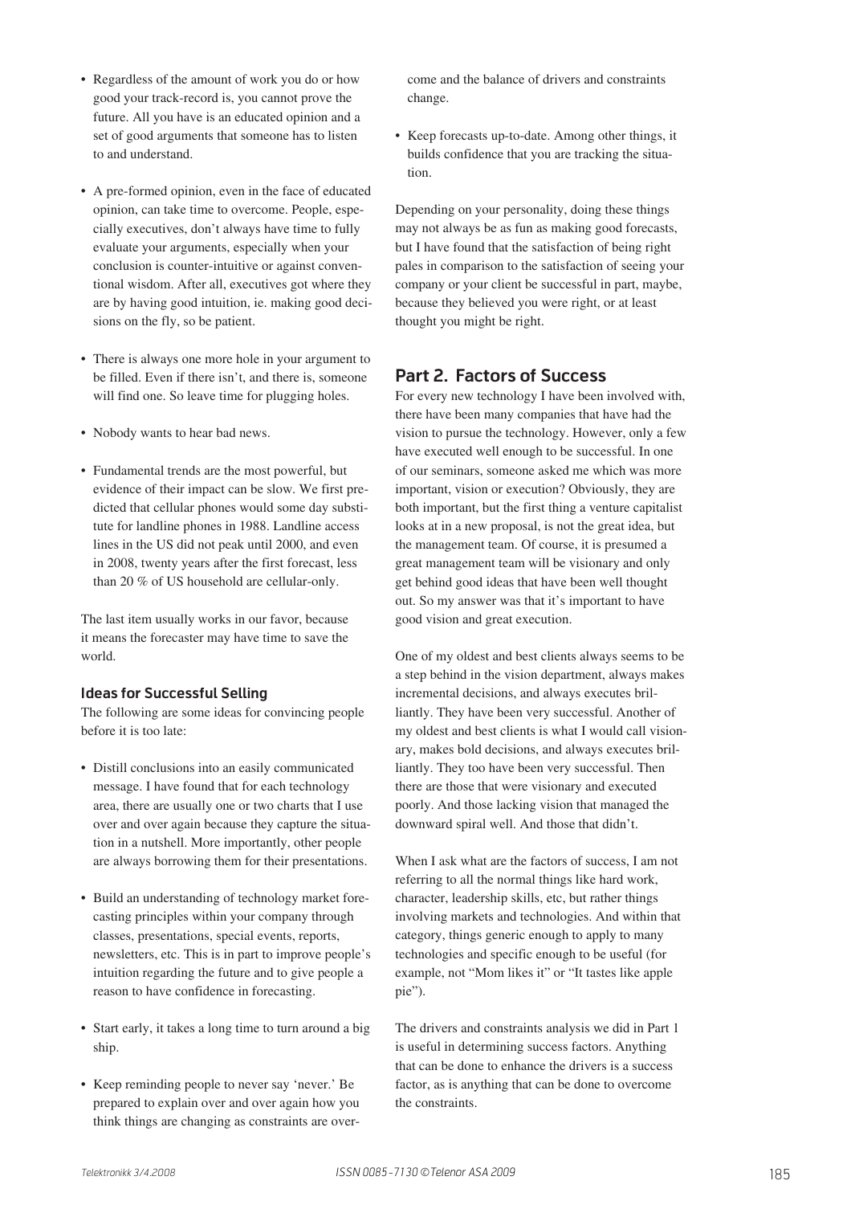- Regardless of the amount of work you do or how good your track-record is, you cannot prove the future. All you have is an educated opinion and a set of good arguments that someone has to listen to and understand.

- A pre-formed opinion, even in the face of educated opinion, can take time to overcome. People, especially executives, don't always have time to fully evaluate your arguments, especially when your conclusion is counter-intuitive or against conventional wisdom. After all, executives got where they are by having good intuition, ie. making good decisions on the fly, so be patient.

- There is always one more hole in your argument to be filled. Even if there isn't, and there is, someone will find one. So leave time for plugging holes.

- Nobody wants to hear bad news.

- Fundamental trends are the most powerful, but evidence of their impact can be slow. We first predicted that cellular phones would some day substitute for landline phones in 1988. Landline access lines in the US did not peak until 2000, and even in 2008, twenty years after the first forecast, less than 20 % of US household are cellular-only.

The last item usually works in our favor, because it means the forecaster may have time to save the world.

### Ideas for Successful Selling

The following are some ideas for convincing people before it is too late:

- Distill conclusions into an easily communicated message. I have found that for each technology area, there are usually one or two charts that I use over and over again because they capture the situation in a nutshell. More importantly, other people are always borrowing them for their presentations.

- Build an understanding of technology market forecasting principles within your company through classes, presentations, special events, reports, newsletters, etc. This is in part to improve people's intuition regarding the future and to give people a reason to have confidence in forecasting.

- Start early, it takes a long time to turn around a big ship.

- Keep reminding people to never say 'never.' Be prepared to explain over and over again how you think things are changing as constraints are overcome and the balance of drivers and constraints change.

- Keep forecasts up-to-date. Among other things, it builds confidence that you are tracking the situation.

Depending on your personality, doing these things may not always be as fun as making good forecasts, but I have found that the satisfaction of being right pales in comparison to the satisfaction of seeing your company or your client be successful in part, maybe, because they believed you were right, or at least thought you might be right.

## Part 2. Factors of Success

For every new technology I have been involved with, there have been many companies that have had the vision to pursue the technology. However, only a few have executed well enough to be successful. In one of our seminars, someone asked me which was more important, vision or execution? Obviously, they are both important, but the first thing a venture capitalist looks at in a new proposal, is not the great idea, but the management team. Of course, it is presumed a great management team will be visionary and only get behind good ideas that have been well thought out. So my answer was that it's important to have good vision and great execution.

One of my oldest and best clients always seems to be a step behind in the vision department, always makes incremental decisions, and always executes brilliantly. They have been very successful. Another of my oldest and best clients is what I would call visionary, makes bold decisions, and always executes brilliantly. They too have been very successful. Then there are those that were visionary and executed poorly. And those lacking vision that managed the downward spiral well. And those that didn't.

When I ask what are the factors of success, I am not referring to all the normal things like hard work, character, leadership skills, etc, but rather things involving markets and technologies. And within that category, things generic enough to apply to many technologies and specific enough to be useful (for example, not "Mom likes it" or "It tastes like apple pie").

The drivers and constraints analysis we did in Part 1 is useful in determining success factors. Anything that can be done to enhance the drivers is a success factor, as is anything that can be done to overcome the constraints.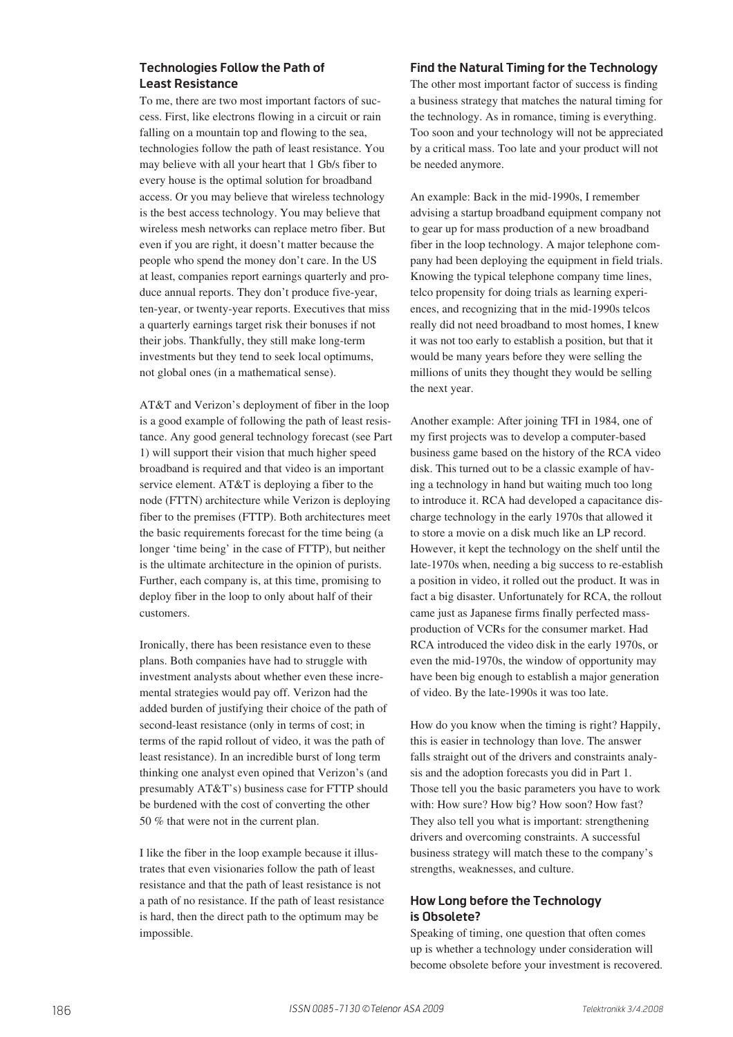## Technologies Follow the Path of Least Resistance

To me, there are two most important factors of success. First, like electrons flowing in a circuit or rain falling on a mountain top and flowing to the sea, technologies follow the path of least resistance. You may believe with all your heart that 1 Gb/s fiber to every house is the optimal solution for broadband access. Or you may believe that wireless technology is the best access technology. You may believe that wireless mesh networks can replace metro fiber. But even if you are right, it doesn't matter because the people who spend the money don't care. In the US at least, companies report earnings quarterly and produce annual reports. They don't produce five-year, ten-year, or twenty-year reports. Executives that miss a quarterly earnings target risk their bonuses if not their jobs. Thankfully, they still make long-term investments but they tend to seek local optimums, not global ones (in a mathematical sense).

AT&T and Verizon's deployment of fiber in the loop is a good example of following the path of least resistance. Any good general technology forecast (see Part 1) will support their vision that much higher speed broadband is required and that video is an important service element. AT&T is deploying a fiber to the node (FTTN) architecture while Verizon is deploying fiber to the premises (FTTP). Both architectures meet the basic requirements forecast for the time being (a longer 'time being' in the case of FTTP), but neither is the ultimate architecture in the opinion of purists. Further, each company is, at this time, promising to deploy fiber in the loop to only about half of their customers.

Ironically, there has been resistance even to these plans. Both companies have had to struggle with investment analysts about whether even these incremental strategies would pay off. Verizon had the added burden of justifying their choice of the path of second-least resistance (only in terms of cost; in terms of the rapid rollout of video, it was the path of least resistance). In an incredible burst of long term thinking one analyst even opined that Verizon's (and presumably AT&T's) business case for FTTP should be burdened with the cost of converting the other 50 % that were not in the current plan.

I like the fiber in the loop example because it illustrates that even visionaries follow the path of least resistance and that the path of least resistance is not a path of no resistance. If the path of least resistance is hard, then the direct path to the optimum may be impossible.

## Find the Natural Timing for the Technology

The other most important factor of success is finding a business strategy that matches the natural timing for the technology. As in romance, timing is everything. Too soon and your technology will not be appreciated by a critical mass. Too late and your product will not be needed anymore.

An example: Back in the mid-1990s, I remember advising a startup broadband equipment company not to gear up for mass production of a new broadband fiber in the loop technology. A major telephone company had been deploying the equipment in field trials. Knowing the typical telephone company time lines, telco propensity for doing trials as learning experiences, and recognizing that in the mid-1990s telcos really did not need broadband to most homes, I knew it was not too early to establish a position, but that it would be many years before they were selling the millions of units they thought they would be selling the next year.

Another example: After joining TFI in 1984, one of my first projects was to develop a computer-based business game based on the history of the RCA video disk. This turned out to be a classic example of having a technology in hand but waiting much too long to introduce it. RCA had developed a capacitance discharge technology in the early 1970s that allowed it to store a movie on a disk much like an LP record. However, it kept the technology on the shelf until the late-1970s when, needing a big success to re-establish a position in video, it rolled out the product. It was in fact a big disaster. Unfortunately for RCA, the rollout came just as Japanese firms finally perfected mass-production of VCRs for the consumer market. Had RCA introduced the video disk in the early 1970s, or even the mid-1970s, the window of opportunity may have been big enough to establish a major generation of video. By the late-1990s it was too late.

How do you know when the timing is right? Happily, this is easier in technology than love. The answer falls straight out of the drivers and constraints analysis and the adoption forecasts you did in Part 1. Those tell you the basic parameters you have to work with: How sure? How big? How soon? How fast? They also tell you what is important: strengthening drivers and overcoming constraints. A successful business strategy will match these to the company's strengths, weaknesses, and culture.

## How Long before the Technology is Obsolete?

Speaking of timing, one question that often comes up is whether a technology under consideration will become obsolete before your investment is recovered.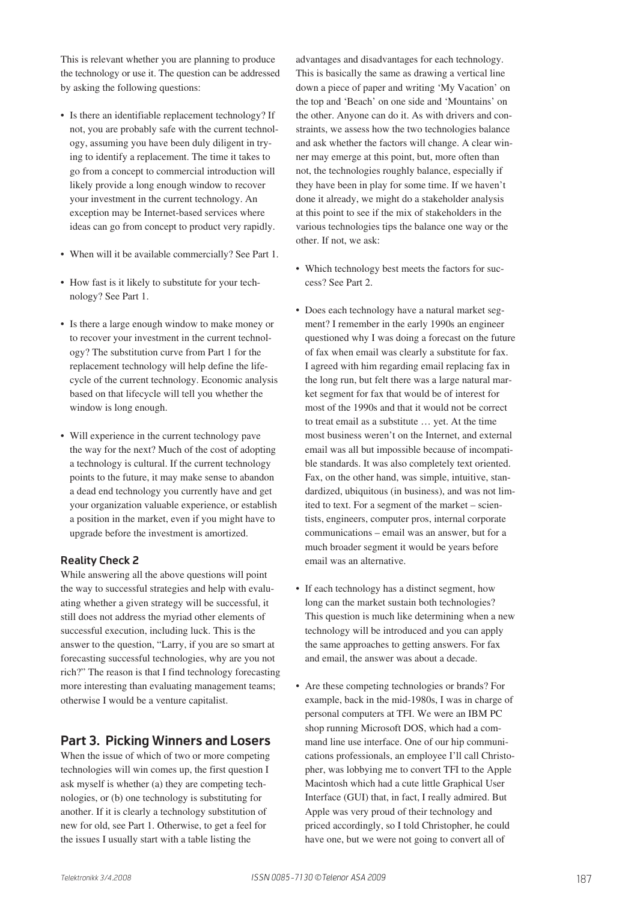This is relevant whether you are planning to produce the technology or use it. The question can be addressed by asking the following questions:

- Is there an identifiable replacement technology? If not, you are probably safe with the current technology, assuming you have been duly diligent in trying to identify a replacement. The time it takes to go from a concept to commercial introduction will likely provide a long enough window to recover your investment in the current technology. An exception may be Internet-based services where ideas can go from concept to product very rapidly.
- When will it be available commercially? See Part 1.
- How fast is it likely to substitute for your technology? See Part 1.
- Is there a large enough window to make money or to recover your investment in the current technology? The substitution curve from Part 1 for the replacement technology will help define the lifecycle of the current technology. Economic analysis based on that lifecycle will tell you whether the window is long enough.
- Will experience in the current technology pave the way for the next? Much of the cost of adopting a technology is cultural. If the current technology points to the future, it may make sense to abandon a dead end technology you currently have and get your organization valuable experience, or establish a position in the market, even if you might have to upgrade before the investment is amortized.

### Reality Check 2

While answering all the above questions will point the way to successful strategies and help with evaluating whether a given strategy will be successful, it still does not address the myriad other elements of successful execution, including luck. This is the answer to the question, "Larry, if you are so smart at forecasting successful technologies, why are you not rich?" The reason is that I find technology forecasting more interesting than evaluating management teams; otherwise I would be a venture capitalist.

## Part 3. Picking Winners and Losers

When the issue of which of two or more competing technologies will win comes up, the first question I ask myself is whether (a) they are competing technologies, or (b) one technology is substituting for another. If it is clearly a technology substitution of new for old, see Part 1. Otherwise, to get a feel for the issues I usually start with a table listing the advantages and disadvantages for each technology. This is basically the same as drawing a vertical line down a piece of paper and writing 'My Vacation' on the top and 'Beach' on one side and 'Mountains' on the other. Anyone can do it. As with drivers and constraints, we assess how the two technologies balance and ask whether the factors will change. A clear winner may emerge at this point, but, more often than not, the technologies roughly balance, especially if they have been in play for some time. If we haven't done it already, we might do a stakeholder analysis at this point to see if the mix of stakeholders in the various technologies tips the balance one way or the other. If not, we ask:

- Which technology best meets the factors for success? See Part 2.
- Does each technology have a natural market segment? I remember in the early 1990s an engineer questioned why I was doing a forecast on the future of fax when email was clearly a substitute for fax. I agreed with him regarding email replacing fax in the long run, but felt there was a large natural market segment for fax that would be of interest for most of the 1990s and that it would not be correct to treat email as a substitute … yet. At the time most business weren't on the Internet, and external email was all but impossible because of incompatible standards. It was also completely text oriented. Fax, on the other hand, was simple, intuitive, standardized, ubiquitous (in business), and was not limited to text. For a segment of the market – scientists, engineers, computer pros, internal corporate communications – email was an answer, but for a much broader segment it would be years before email was an alternative.
- If each technology has a distinct segment, how long can the market sustain both technologies? This question is much like determining when a new technology will be introduced and you can apply the same approaches to getting answers. For fax and email, the answer was about a decade.
- Are these competing technologies or brands? For example, back in the mid-1980s, I was in charge of personal computers at TFI. We were an IBM PC shop running Microsoft DOS, which had a command line use interface. One of our hip communications professionals, an employee I'll call Christopher, was lobbying me to convert TFI to the Apple Macintosh which had a cute little Graphical User Interface (GUI) that, in fact, I really admired. But Apple was very proud of their technology and priced accordingly, so I told Christopher, he could have one, but we were not going to convert all of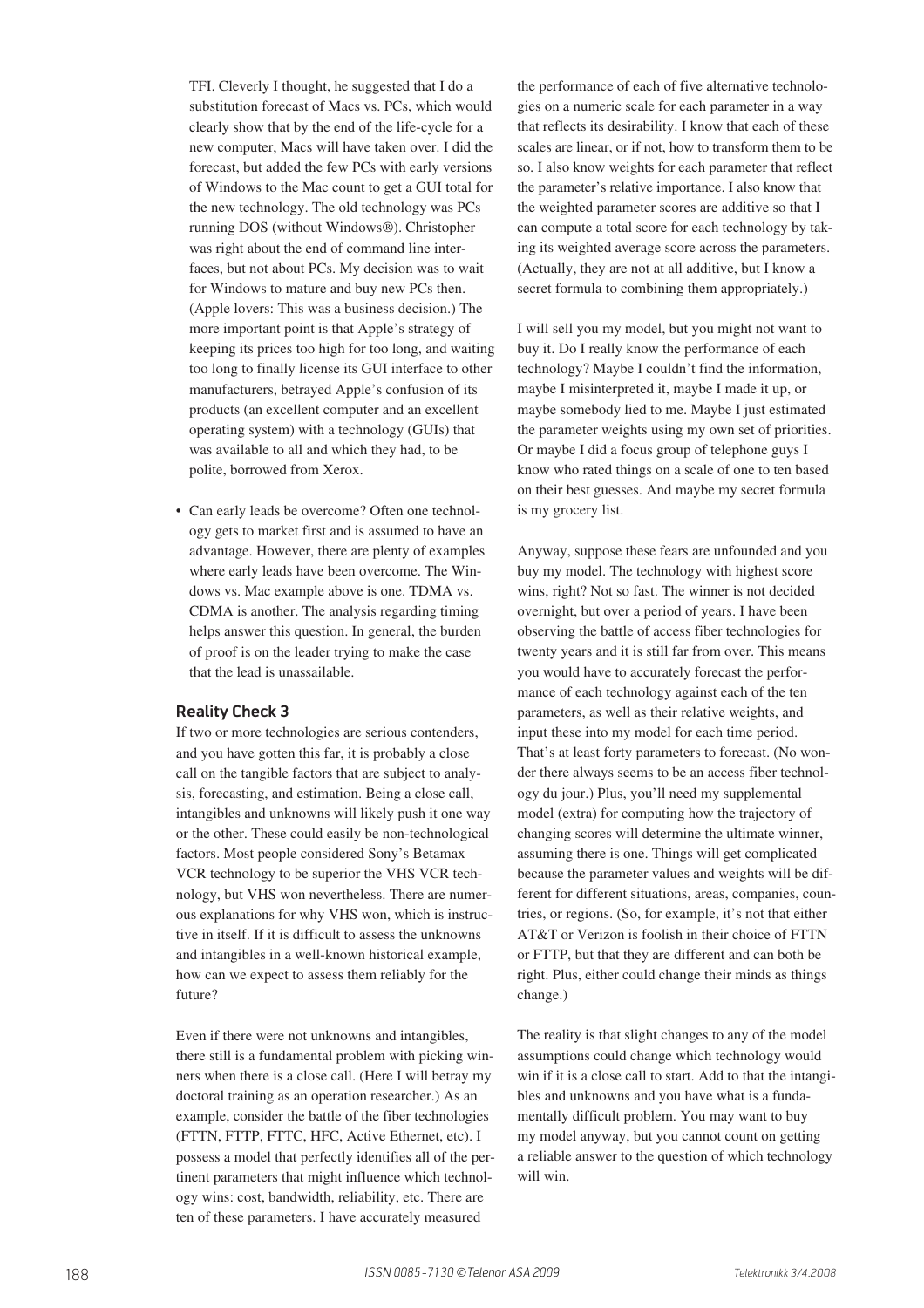TFI. Cleverly I thought, he suggested that I do a substitution forecast of Macs vs. PCs, which would clearly show that by the end of the life-cycle for a new computer, Macs will have taken over. I did the forecast, but added the few PCs with early versions of Windows to the Mac count to get a GUI total for the new technology. The old technology was PCs running DOS (without Windows®). Christopher was right about the end of command line interfaces, but not about PCs. My decision was to wait for Windows to mature and buy new PCs then. (Apple lovers: This was a business decision.) The more important point is that Apple's strategy of keeping its prices too high for too long, and waiting too long to finally license its GUI interface to other manufacturers, betrayed Apple's confusion of its products (an excellent computer and an excellent operating system) with a technology (GUIs) that was available to all and which they had, to be polite, borrowed from Xerox.

- Can early leads be overcome? Often one technology gets to market first and is assumed to have an advantage. However, there are plenty of examples where early leads have been overcome. The Windows vs. Mac example above is one. TDMA vs. CDMA is another. The analysis regarding timing helps answer this question. In general, the burden of proof is on the leader trying to make the case that the lead is unassailable.

### Reality Check 3

If two or more technologies are serious contenders, and you have gotten this far, it is probably a close call on the tangible factors that are subject to analysis, forecasting, and estimation. Being a close call, intangibles and unknowns will likely push it one way or the other. These could easily be non-technological factors. Most people considered Sony's Betamax VCR technology to be superior the VHS VCR technology, but VHS won nevertheless. There are numerous explanations for why VHS won, which is instructive in itself. If it is difficult to assess the unknowns and intangibles in a well-known historical example, how can we expect to assess them reliably for the future?

Even if there were not unknowns and intangibles, there still is a fundamental problem with picking winners when there is a close call. (Here I will betray my doctoral training as an operation researcher.) As an example, consider the battle of the fiber technologies (FTTN, FTTP, FTTC, HFC, Active Ethernet, etc). I possess a model that perfectly identifies all of the pertinent parameters that might influence which technology wins: cost, bandwidth, reliability, etc. There are ten of these parameters. I have accurately measured the performance of each of five alternative technologies on a numeric scale for each parameter in a way that reflects its desirability. I know that each of these scales are linear, or if not, how to transform them to be so. I also know weights for each parameter that reflect the parameter's relative importance. I also know that the weighted parameter scores are additive so that I can compute a total score for each technology by taking its weighted average score across the parameters. (Actually, they are not at all additive, but I know a secret formula to combining them appropriately.)

I will sell you my model, but you might not want to buy it. Do I really know the performance of each technology? Maybe I couldn't find the information, maybe I misinterpreted it, maybe I made it up, or maybe somebody lied to me. Maybe I just estimated the parameter weights using my own set of priorities. Or maybe I did a focus group of telephone guys I know who rated things on a scale of one to ten based on their best guesses. And maybe my secret formula is my grocery list.

Anyway, suppose these fears are unfounded and you buy my model. The technology with highest score wins, right? Not so fast. The winner is not decided overnight, but over a period of years. I have been observing the battle of access fiber technologies for twenty years and it is still far from over. This means you would have to accurately forecast the performance of each technology against each of the ten parameters, as well as their relative weights, and input these into my model for each time period. That's at least forty parameters to forecast. (No wonder there always seems to be an access fiber technology du jour.) Plus, you'll need my supplemental model (extra) for computing how the trajectory of changing scores will determine the ultimate winner, assuming there is one. Things will get complicated because the parameter values and weights will be different for different situations, areas, companies, countries, or regions. (So, for example, it's not that either AT&T or Verizon is foolish in their choice of FTTN or FTTP, but that they are different and can both be right. Plus, either could change their minds as things change.)

The reality is that slight changes to any of the model assumptions could change which technology would win if it is a close call to start. Add to that the intangibles and unknowns and you have what is a fundamentally difficult problem. You may want to buy my model anyway, but you cannot count on getting a reliable answer to the question of which technology will win.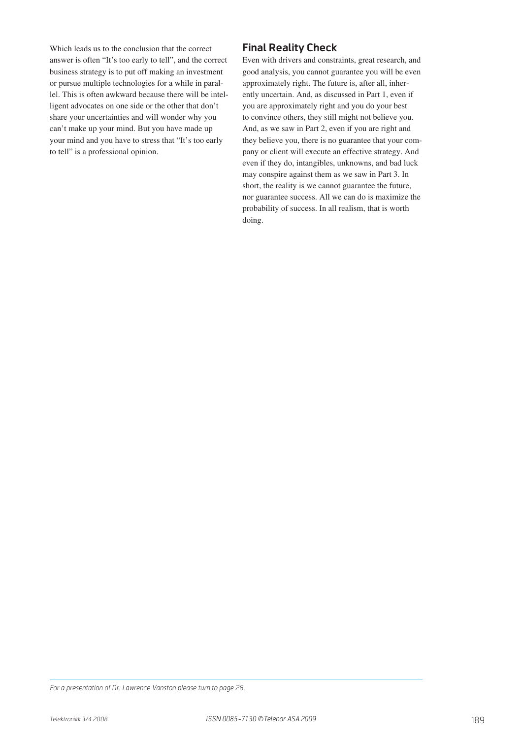Which leads us to the conclusion that the correct answer is often "It's too early to tell", and the correct business strategy is to put off making an investment or pursue multiple technologies for a while in parallel. This is often awkward because there will be intelligent advocates on one side or the other that don't share your uncertainties and will wonder why you can't make up your mind. But you have made up your mind and you have to stress that "It's too early to tell" is a professional opinion.

## Final Reality Check

Even with drivers and constraints, great research, and good analysis, you cannot guarantee you will be even approximately right. The future is, after all, inherently uncertain. And, as discussed in Part 1, even if you are approximately right and you do your best to convince others, they still might not believe you. And, as we saw in Part 2, even if you are right and they believe you, there is no guarantee that your company or client will execute an effective strategy. And even if they do, intangibles, unknowns, and bad luck may conspire against them as we saw in Part 3. In short, the reality is we cannot guarantee the future, nor guarantee success. All we can do is maximize the probability of success. In all realism, that is worth doing.

*For a presentation of Dr. Lawrence Vanston please turn to page 28.*